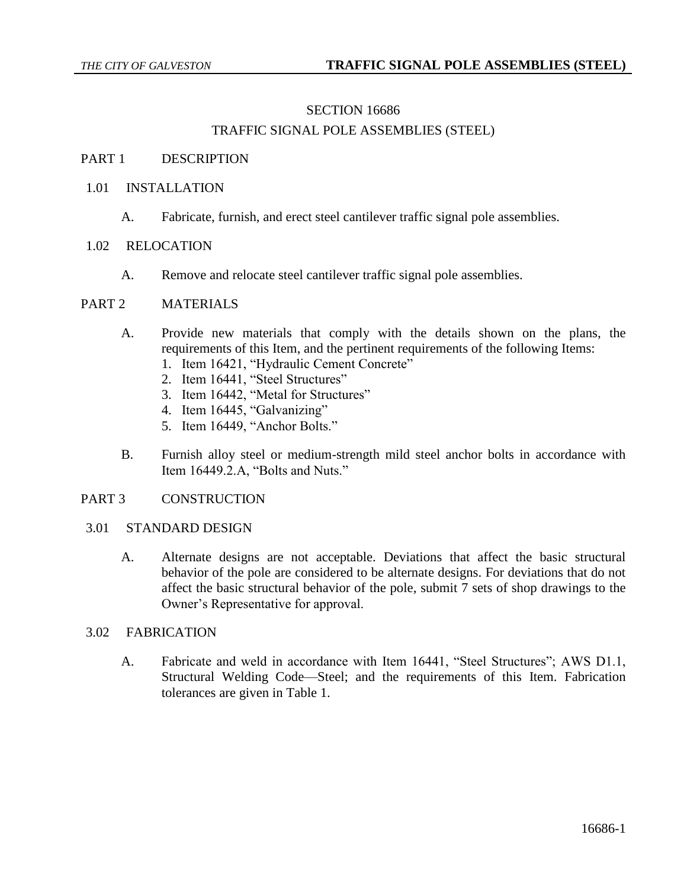# SECTION 16686

# TRAFFIC SIGNAL POLE ASSEMBLIES (STEEL)

## PART 1 DESCRIPTION

### 1.01 INSTALLATION

A. Fabricate, furnish, and erect steel cantilever traffic signal pole assemblies.

### 1.02 RELOCATION

A. Remove and relocate steel cantilever traffic signal pole assemblies.

## PART 2 MATERIALS

A. Provide new materials that comply with the details shown on the plans, the requirements of this Item, and the pertinent requirements of the following Items:
   1. Item 16421, "Hydraulic Cement Concrete"
   2. Item 16441, "Steel Structures"
   3. Item 16442, "Metal for Structures"
   4. Item 16445, "Galvanizing"
   5. Item 16449, "Anchor Bolts."

B. Furnish alloy steel or medium-strength mild steel anchor bolts in accordance with Item 16449.2.A, "Bolts and Nuts."

## PART 3 CONSTRUCTION

### 3.01 STANDARD DESIGN

A. Alternate designs are not acceptable. Deviations that affect the basic structural behavior of the pole are considered to be alternate designs. For deviations that do not affect the basic structural behavior of the pole, submit 7 sets of shop drawings to the Owner's Representative for approval.

### 3.02 FABRICATION

A. Fabricate and weld in accordance with Item 16441, "Steel Structures"; AWS D1.1, Structural Welding Code—Steel; and the requirements of this Item. Fabrication tolerances are given in Table 1.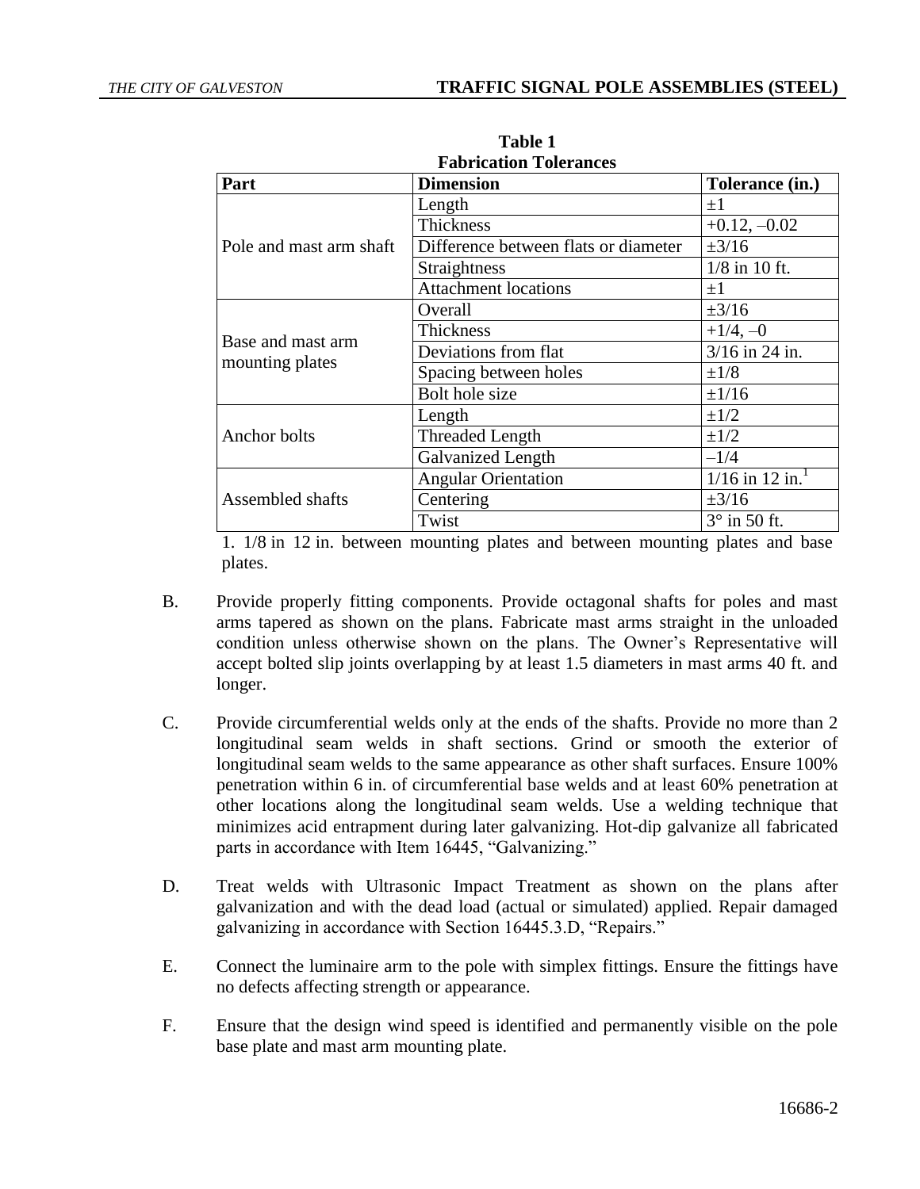**Table 1**
**Fabrication Tolerances**

| Part | Dimension | Tolerance (in.) |
|---|---|---|
| Pole and mast arm shaft | Length | ±1 |
| | Thickness | +0.12, –0.02 |
| | Difference between flats or diameter | ±3/16 |
| | Straightness | 1/8 in 10 ft. |
| | Attachment locations | ±1 |
| Base and mast arm mounting plates | Overall | ±3/16 |
| | Thickness | +1/4, –0 |
| | Deviations from flat | 3/16 in 24 in. |
| | Spacing between holes | ±1/8 |
| | Bolt hole size | ±1/16 |
| Anchor bolts | Length | ±1/2 |
| | Threaded Length | ±1/2 |
| | Galvanized Length | –1/4 |
| Assembled shafts | Angular Orientation | 1/16 in 12 in.[1] |
| | Centering | ±3/16 |
| | Twist | 3° in 50 ft. |

1. 1/8 in 12 in. between mounting plates and between mounting plates and base plates.

B. Provide properly fitting components. Provide octagonal shafts for poles and mast arms tapered as shown on the plans. Fabricate mast arms straight in the unloaded condition unless otherwise shown on the plans. The Owner's Representative will accept bolted slip joints overlapping by at least 1.5 diameters in mast arms 40 ft. and longer.

C. Provide circumferential welds only at the ends of the shafts. Provide no more than 2 longitudinal seam welds in shaft sections. Grind or smooth the exterior of longitudinal seam welds to the same appearance as other shaft surfaces. Ensure 100% penetration within 6 in. of circumferential base welds and at least 60% penetration at other locations along the longitudinal seam welds. Use a welding technique that minimizes acid entrapment during later galvanizing. Hot-dip galvanize all fabricated parts in accordance with Item 16445, "Galvanizing."

D. Treat welds with Ultrasonic Impact Treatment as shown on the plans after galvanization and with the dead load (actual or simulated) applied. Repair damaged galvanizing in accordance with Section 16445.3.D, "Repairs."

E. Connect the luminaire arm to the pole with simplex fittings. Ensure the fittings have no defects affecting strength or appearance.

F. Ensure that the design wind speed is identified and permanently visible on the pole base plate and mast arm mounting plate.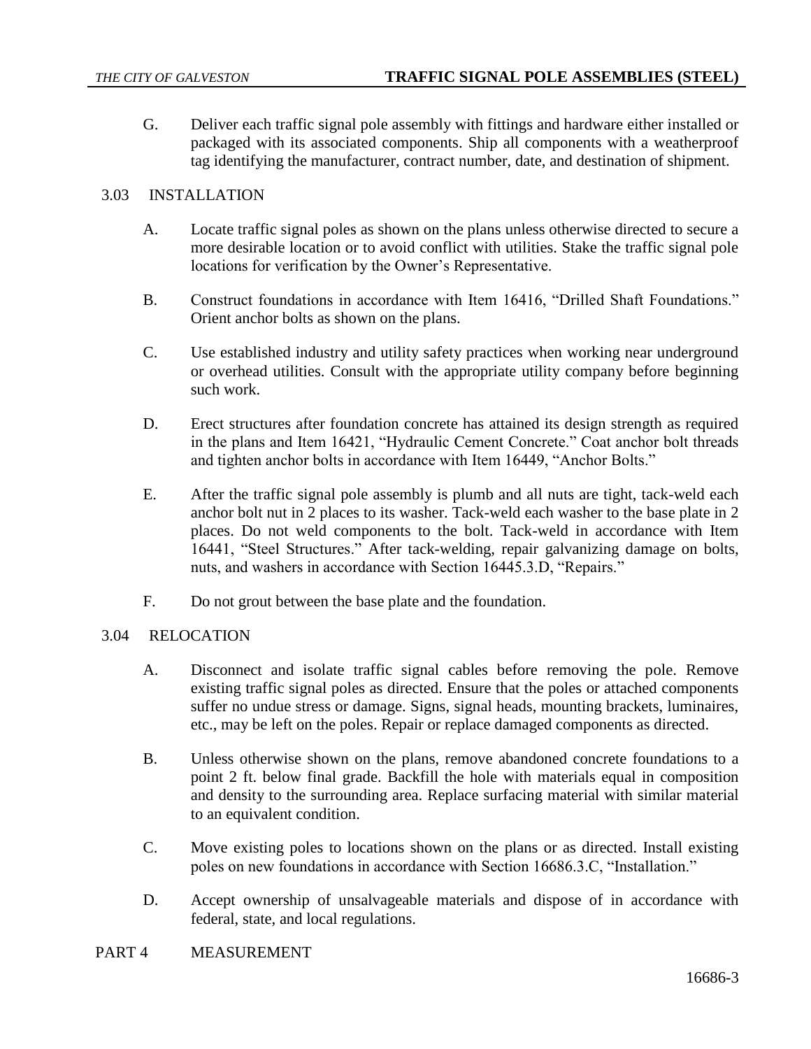G. Deliver each traffic signal pole assembly with fittings and hardware either installed or packaged with its associated components. Ship all components with a weatherproof tag identifying the manufacturer, contract number, date, and destination of shipment.

## 3.03 INSTALLATION

A. Locate traffic signal poles as shown on the plans unless otherwise directed to secure a more desirable location or to avoid conflict with utilities. Stake the traffic signal pole locations for verification by the Owner's Representative.

B. Construct foundations in accordance with Item 16416, "Drilled Shaft Foundations." Orient anchor bolts as shown on the plans.

C. Use established industry and utility safety practices when working near underground or overhead utilities. Consult with the appropriate utility company before beginning such work.

D. Erect structures after foundation concrete has attained its design strength as required in the plans and Item 16421, "Hydraulic Cement Concrete." Coat anchor bolt threads and tighten anchor bolts in accordance with Item 16449, "Anchor Bolts."

E. After the traffic signal pole assembly is plumb and all nuts are tight, tack-weld each anchor bolt nut in 2 places to its washer. Tack-weld each washer to the base plate in 2 places. Do not weld components to the bolt. Tack-weld in accordance with Item 16441, "Steel Structures." After tack-welding, repair galvanizing damage on bolts, nuts, and washers in accordance with Section 16445.3.D, "Repairs."

F. Do not grout between the base plate and the foundation.

## 3.04 RELOCATION

A. Disconnect and isolate traffic signal cables before removing the pole. Remove existing traffic signal poles as directed. Ensure that the poles or attached components suffer no undue stress or damage. Signs, signal heads, mounting brackets, luminaires, etc., may be left on the poles. Repair or replace damaged components as directed.

B. Unless otherwise shown on the plans, remove abandoned concrete foundations to a point 2 ft. below final grade. Backfill the hole with materials equal in composition and density to the surrounding area. Replace surfacing material with similar material to an equivalent condition.

C. Move existing poles to locations shown on the plans or as directed. Install existing poles on new foundations in accordance with Section 16686.3.C, "Installation."

D. Accept ownership of unsalvageable materials and dispose of in accordance with federal, state, and local regulations.

# PART 4 MEASUREMENT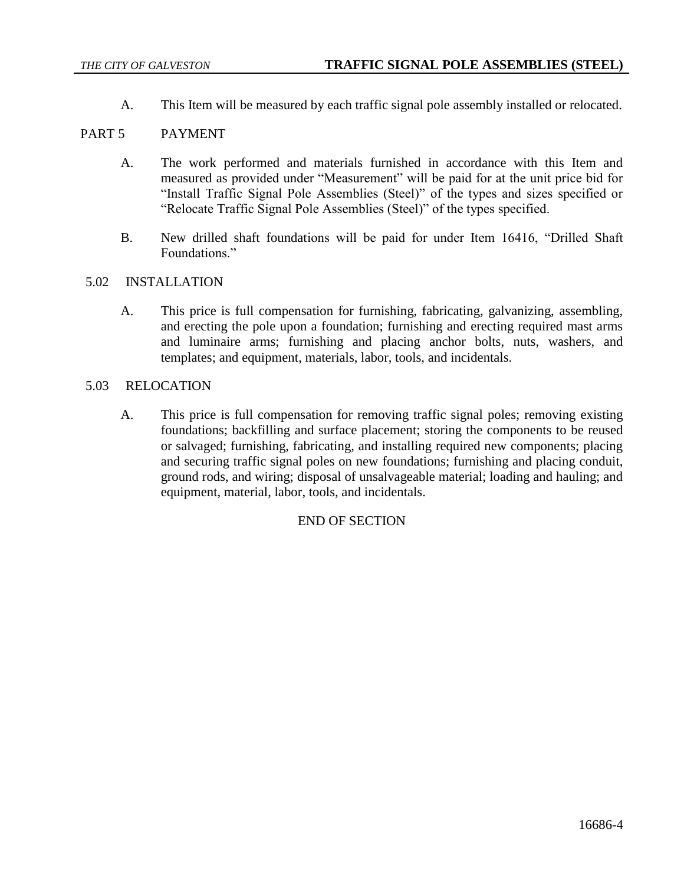A. This Item will be measured by each traffic signal pole assembly installed or relocated.

## PART 5 PAYMENT

A. The work performed and materials furnished in accordance with this Item and measured as provided under “Measurement” will be paid for at the unit price bid for “Install Traffic Signal Pole Assemblies (Steel)” of the types and sizes specified or “Relocate Traffic Signal Pole Assemblies (Steel)” of the types specified.

B. New drilled shaft foundations will be paid for under Item 16416, “Drilled Shaft Foundations.”

### 5.02 INSTALLATION

A. This price is full compensation for furnishing, fabricating, galvanizing, assembling, and erecting the pole upon a foundation; furnishing and erecting required mast arms and luminaire arms; furnishing and placing anchor bolts, nuts, washers, and templates; and equipment, materials, labor, tools, and incidentals.

### 5.03 RELOCATION

A. This price is full compensation for removing traffic signal poles; removing existing foundations; backfilling and surface placement; storing the components to be reused or salvaged; furnishing, fabricating, and installing required new components; placing and securing traffic signal poles on new foundations; furnishing and placing conduit, ground rods, and wiring; disposal of unsalvageable material; loading and hauling; and equipment, material, labor, tools, and incidentals.

END OF SECTION